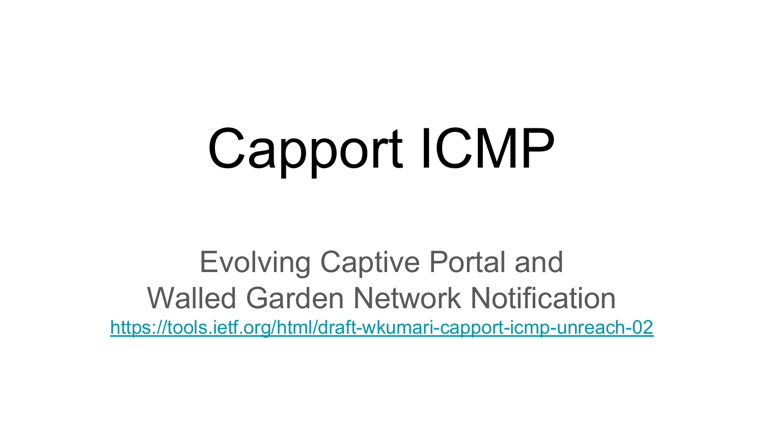# Capport ICMP

Evolving Captive Portal and
Walled Garden Network Notification

[https://tools.ietf.org/html/draft-wkumari-capport-icmp-unreach-02](https://tools.ietf.org/html/draft-wkumari-capport-icmp-unreach-02)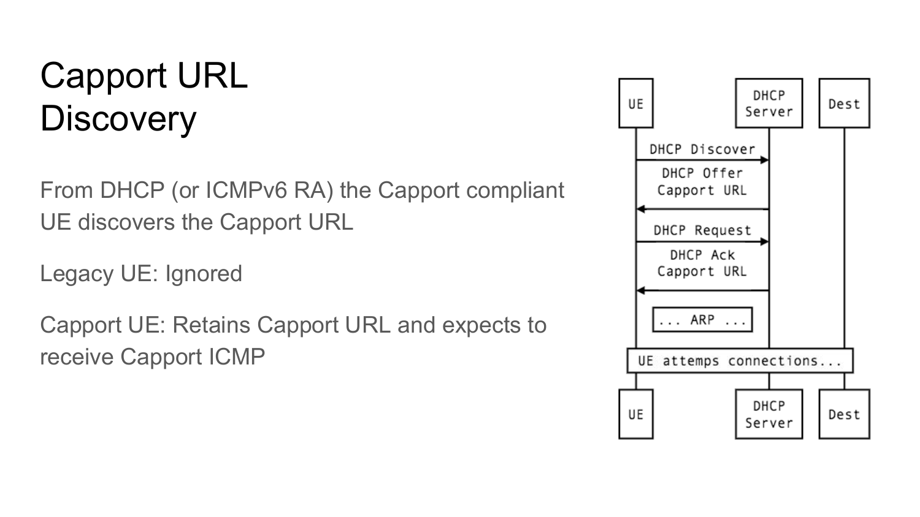# Capport URL Discovery

From DHCP (or ICMPv6 RA) the Capport compliant UE discovers the Capport URL

Legacy UE: Ignored

Capport UE: Retains Capport URL and expects to receive Capport ICMP

```
+----+                    +--------+  +------+
| UE |                    |  DHCP  |  | Dest |
|    |                    | Server |  |      |
+----+                    +--------+  +------+
  |      DHCP Discover        |          |
  |-------------------------->|          |
  |       DHCP Offer          |          |
  |      Capport URL          |          |
  |<--------------------------|          |
  |      DHCP Request         |          |
  |-------------------------->|          |
  |        DHCP Ack           |          |
  |      Capport URL          |          |
  |<--------------------------|          |
  |    +----------------+     |          |
  |    |  ... ARP ...   |     |          |
  |    +----------------+     |          |
+--------------------------------------------+
| UE attemps connections...                  |
+--------------------------------------------+
  |                           |          |
+----+                    +--------+  +------+
| UE |                    |  DHCP  |  | Dest |
|    |                    | Server |  |      |
+----+                    +--------+  +------+
```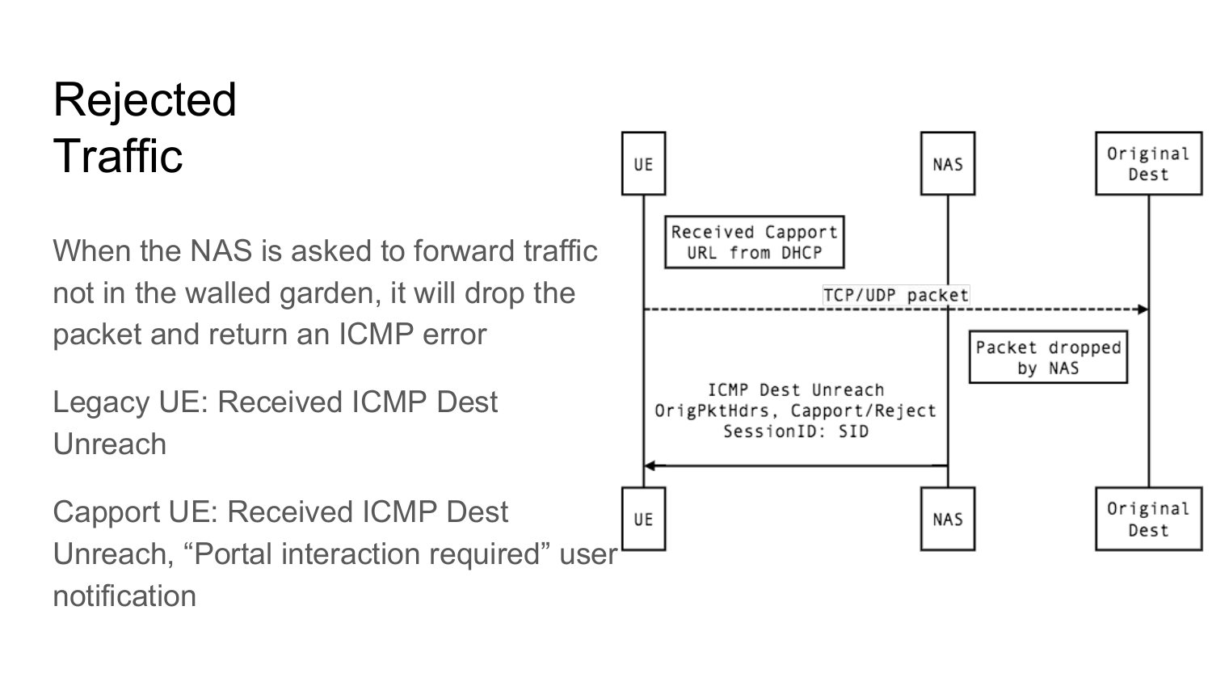# Rejected Traffic

When the NAS is asked to forward traffic not in the walled garden, it will drop the packet and return an ICMP error

Legacy UE: Received ICMP Dest Unreach

Capport UE: Received ICMP Dest Unreach, “Portal interaction required” user notification

```
UE                          NAS                         Original Dest

Received Capport URL from DHCP
UE ---- TCP/UDP packet ----------------------------------> Original Dest
                            Packet dropped by NAS
UE <--- ICMP Dest Unreach
        OrigPktHdrs, Capport/Reject
        SessionID: SID ---- NAS
```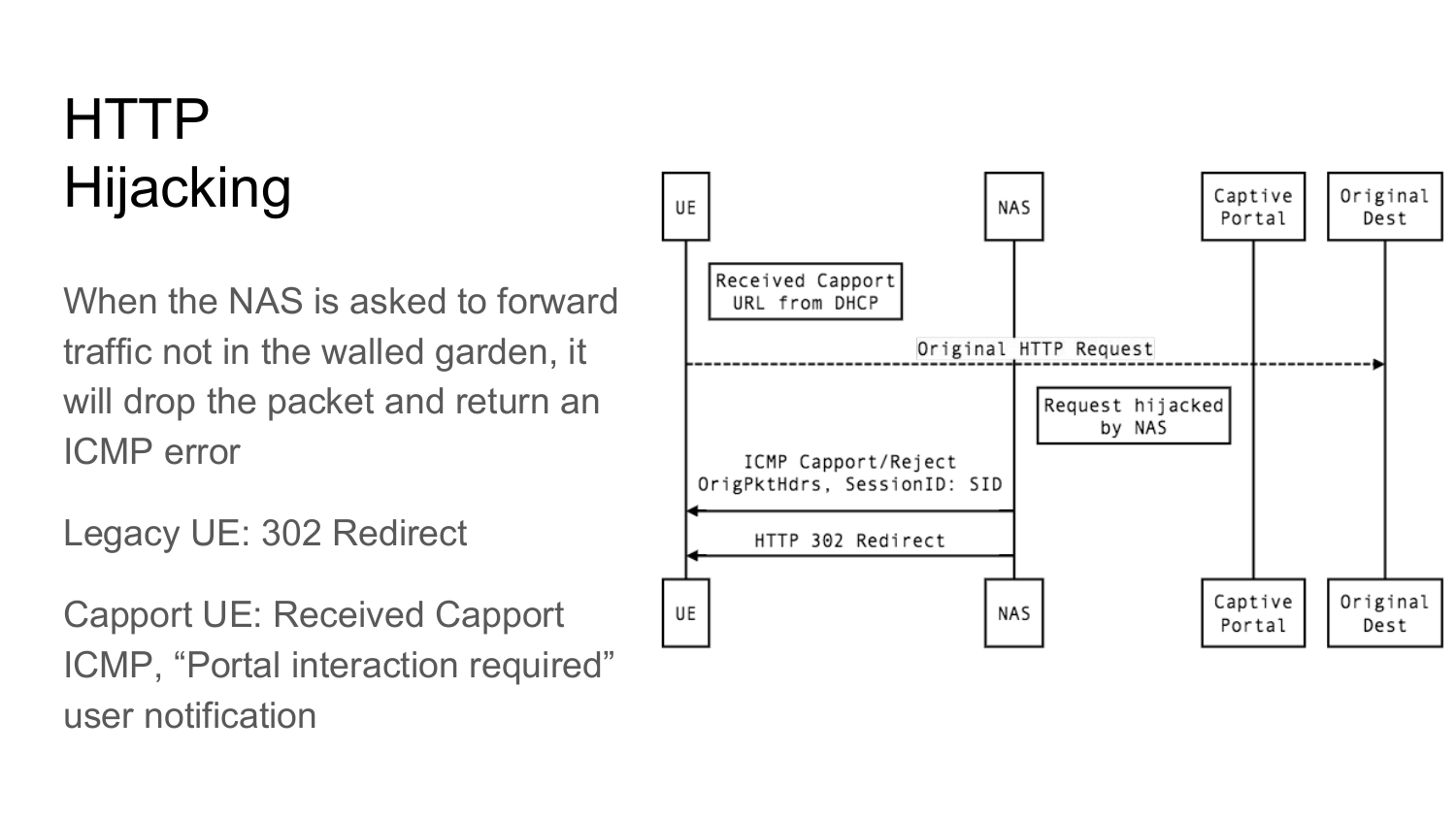# HTTP Hijacking

When the NAS is asked to forward traffic not in the walled garden, it will drop the packet and return an ICMP error

Legacy UE: 302 Redirect

Capport UE: Received Capport ICMP, “Portal interaction required” user notification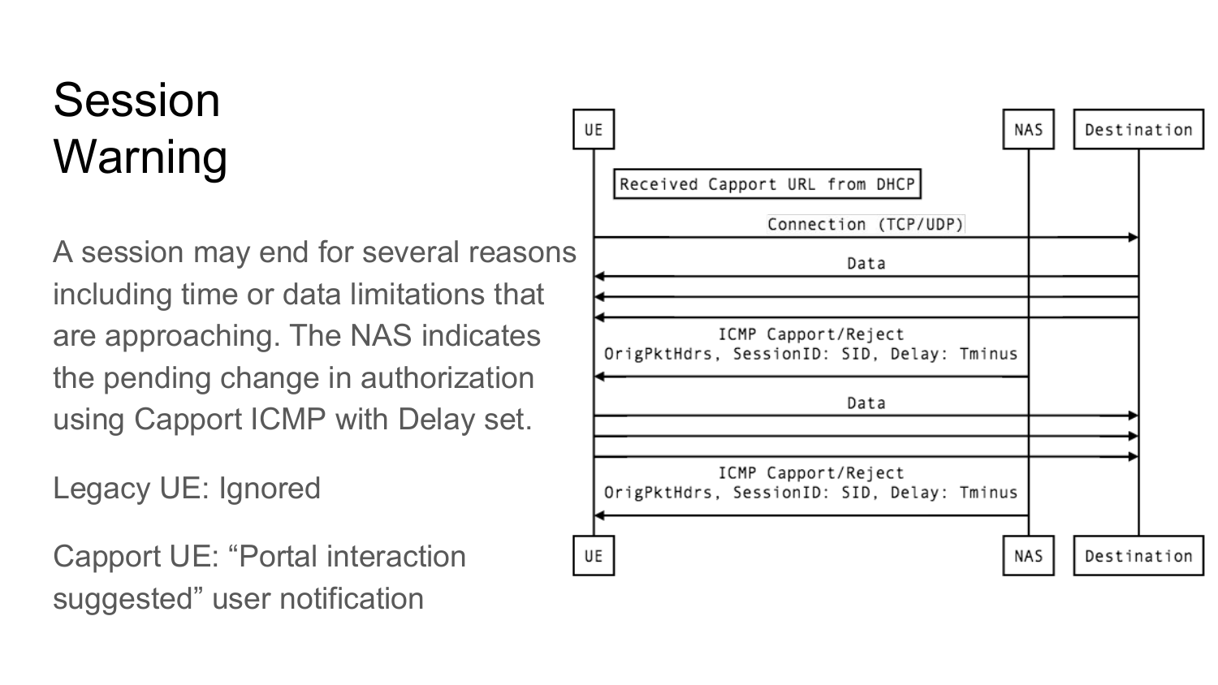# Session Warning

A session may end for several reasons including time or data limitations that are approaching. The NAS indicates the pending change in authorization using Capport ICMP with Delay set.

Legacy UE: Ignored

Capport UE: “Portal interaction suggested” user notification

```
UE                                                    NAS     Destination
 |                                                     |           |
 | Received Capport URL from DHCP                      |           |
 |                 Connection (TCP/UDP)                |           |
 |---------------------------------------------------------------->|
 |                         Data                        |           |
 |<----------------------------------------------------------------|
 |<----------------------------------------------------------------|
 |<----------------------------------------------------------------|
 |              ICMP Capport/Reject                    |           |
 | OrigPktHdrs, SessionID: SID, Delay: Tminus          |           |
 |<----------------------------------------------------|           |
 |                         Data                        |           |
 |---------------------------------------------------------------->|
 |---------------------------------------------------------------->|
 |---------------------------------------------------------------->|
 |              ICMP Capport/Reject                    |           |
 | OrigPktHdrs, SessionID: SID, Delay: Tminus          |           |
 |<----------------------------------------------------|           |
 |                                                     |           |
UE                                                    NAS     Destination
```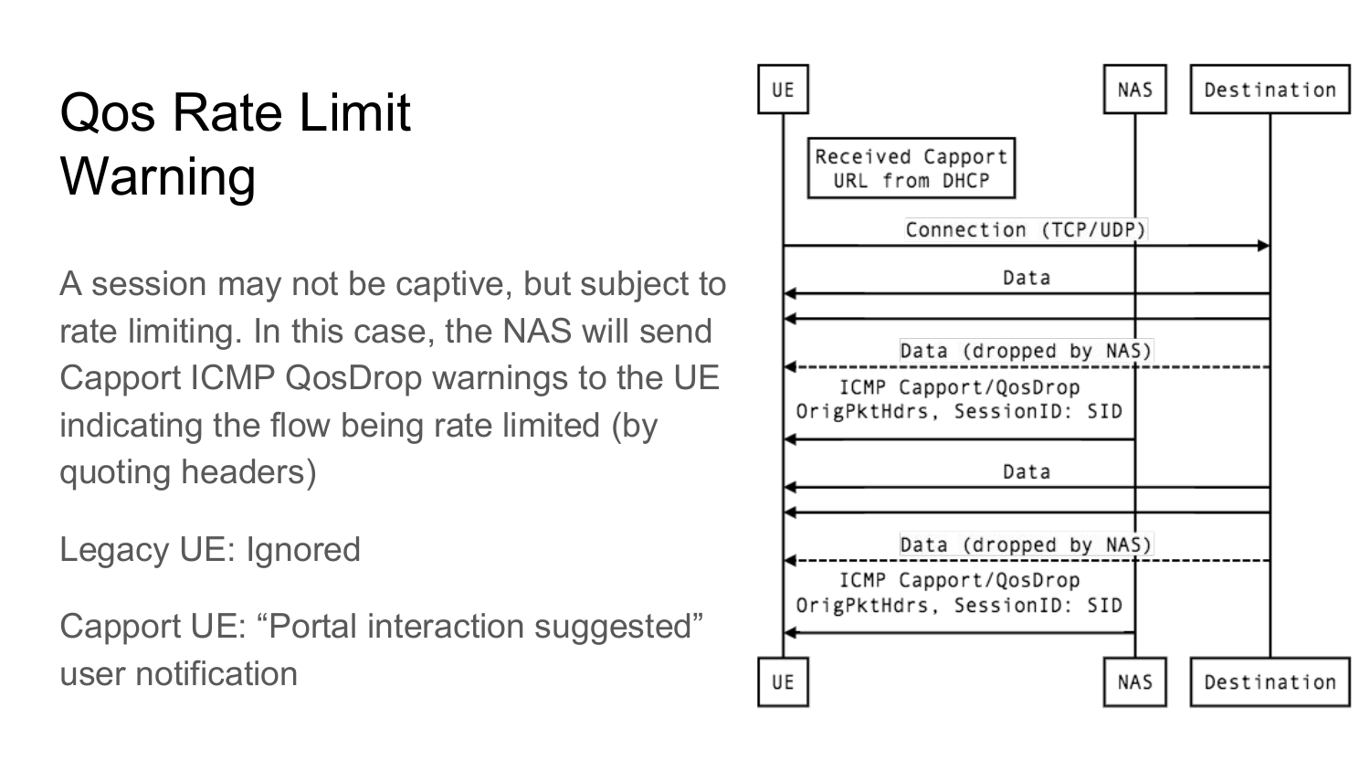# Qos Rate Limit Warning

A session may not be captive, but subject to rate limiting. In this case, the NAS will send Capport ICMP QosDrop warnings to the UE indicating the flow being rate limited (by quoting headers)

Legacy UE: Ignored

Capport UE: “Portal interaction suggested” user notification

UE | NAS | Destination

Received Capport URL from DHCP

Connection (TCP/UDP)

Data

Data (dropped by NAS)

ICMP Capport/QosDrop OrigPktHdrs, SessionID: SID

Data

Data (dropped by NAS)

ICMP Capport/QosDrop OrigPktHdrs, SessionID: SID

UE | NAS | Destination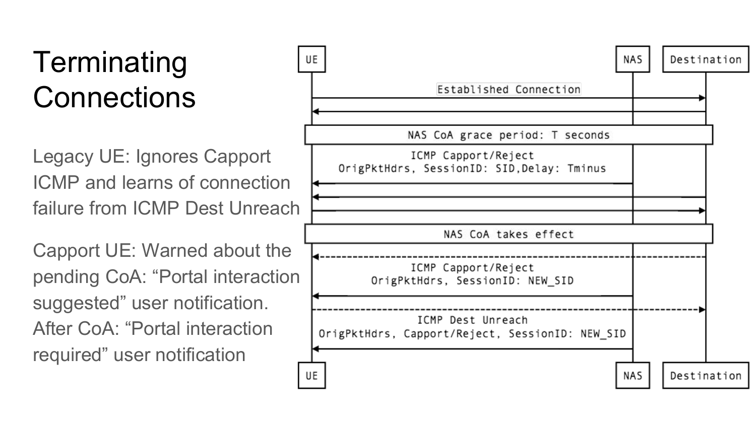# Terminating Connections

Legacy UE: Ignores Capport ICMP and learns of connection failure from ICMP Dest Unreach

Capport UE: Warned about the pending CoA: "Portal interaction suggested" user notification. After CoA: "Portal interaction required" user notification

```
UE                                              NAS        Destination
|                Established Connection          |              |
|----------------------------------------------------------------->|
|<-----------------------------------------------------------------|
|             NAS CoA grace period: T seconds                      |
|              ICMP Capport/Reject               |              |
|  OrigPktHdrs, SessionID: SID,Delay: Tminus     |              |
|<-----------------------------------------------|              |
|<-----------------------------------------------------------------|
|----------------------------------------------------------------->|
|                 NAS CoA takes effect                             |
|<- - - - - - - - - - - - - - - - - - - - - - - - - - - - - - - - -|
|              ICMP Capport/Reject               |              |
|       OrigPktHdrs, SessionID: NEW_SID          |              |
|<-----------------------------------------------|              |
|- - - - - - - - - - - - - - - - - - - - - - - - - - - - - - - - ->|
|              ICMP Dest Unreach                 |              |
| OrigPktHdrs, Capport/Reject, SessionID: NEW_SID|              |
|<-----------------------------------------------|              |
UE                                              NAS        Destination
```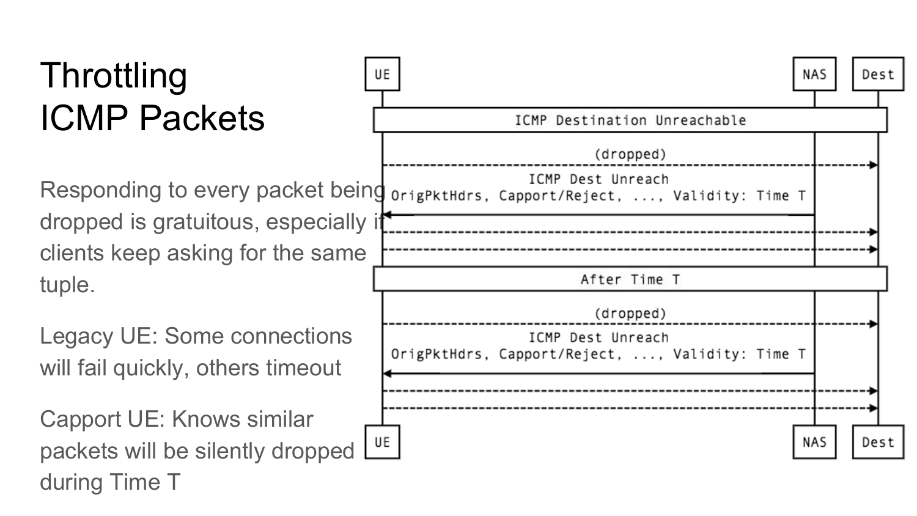# Throttling ICMP Packets

Responding to every packet being dropped is gratuitous, especially if clients keep asking for the same tuple.

Legacy UE: Some connections will fail quickly, others timeout

Capport UE: Knows similar packets will be silently dropped during Time T

```
UE                                                     NAS    Dest
 |            ICMP Destination Unreachable              |      |
 |                     (dropped)                        |      |
 |----------------------------------------------------------->|
 |                  ICMP Dest Unreach                   |      |
 | OrigPktHdrs, Capport/Reject, ..., Validity: Time T   |      |
 |<-----------------------------------------------------|      |
 |----------------------------------------------------------->|
 |----------------------------------------------------------->|
 |                    After Time T                      |      |
 |                     (dropped)                        |      |
 |----------------------------------------------------------->|
 |                  ICMP Dest Unreach                   |      |
 | OrigPktHdrs, Capport/Reject, ..., Validity: Time T   |      |
 |<-----------------------------------------------------|      |
 |----------------------------------------------------------->|
 |----------------------------------------------------------->|
UE                                                     NAS    Dest
```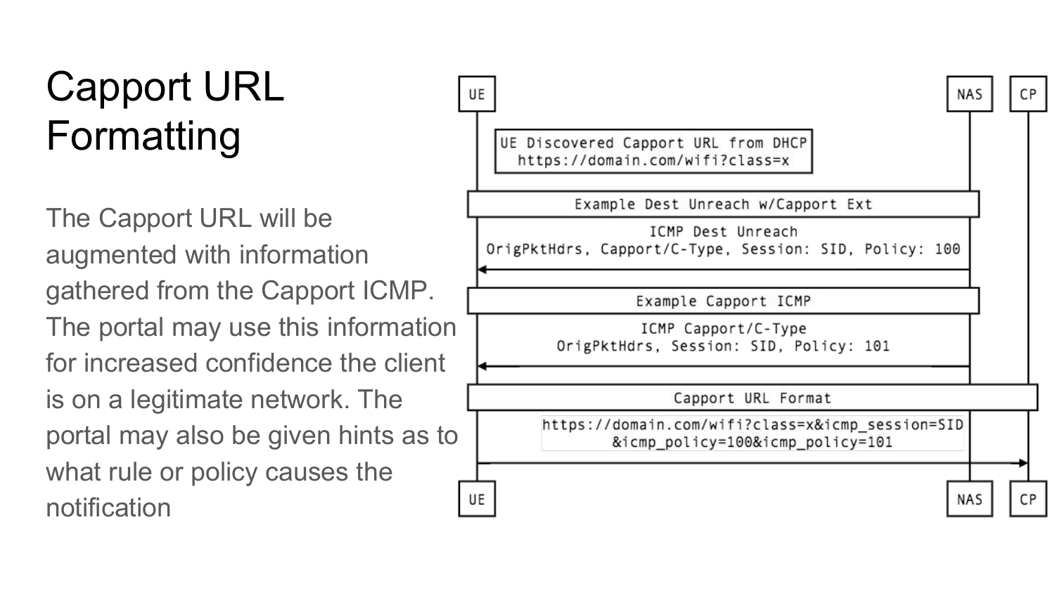# Capport URL Formatting

The Capport URL will be augmented with information gathered from the Capport ICMP. The portal may use this information for increased confidence the client is on a legitimate network. The portal may also be given hints as to what rule or policy causes the notification

```
UE                                                          NAS     CP

UE Discovered Capport URL from DHCP
https://domain.com/wifi?class=x

Example Dest Unreach w/Capport Ext
ICMP Dest Unreach
OrigPktHdrs, Capport/C-Type, Session: SID, Policy: 100

Example Capport ICMP
ICMP Capport/C-Type
OrigPktHdrs, Session: SID, Policy: 101

Capport URL Format
https://domain.com/wifi?class=x&icmp_session=SID
&icmp_policy=100&icmp_policy=101

UE                                                          NAS     CP
```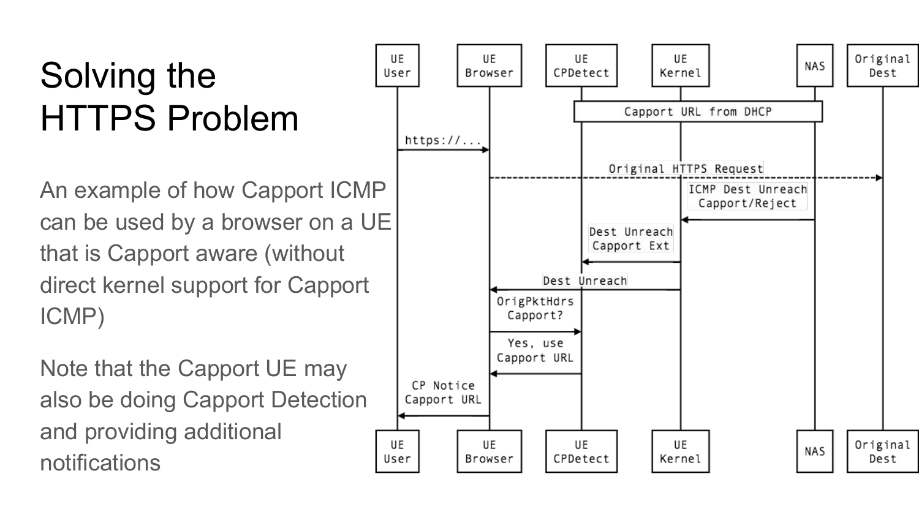# Solving the HTTPS Problem

An example of how Capport ICMP can be used by a browser on a UE that is Capport aware (without direct kernel support for Capport ICMP)

Note that the Capport UE may also be doing Capport Detection and providing additional notifications

```
UE User | UE Browser | UE CPDetect | UE Kernel | NAS | Original Dest

                        [Capport URL from DHCP]
User -> Browser: https://...
Browser --> Original Dest: Original HTTPS Request
NAS -> Kernel: ICMP Dest Unreach Capport/Reject
Kernel -> CPDetect: Dest Unreach Capport Ext
Kernel -> Browser: Dest Unreach
Browser -> CPDetect: OrigPktHdrs Capport?
CPDetect -> Browser: Yes, use Capport URL
Browser -> User: CP Notice Capport URL

UE User | UE Browser | UE CPDetect | UE Kernel | NAS | Original Dest
```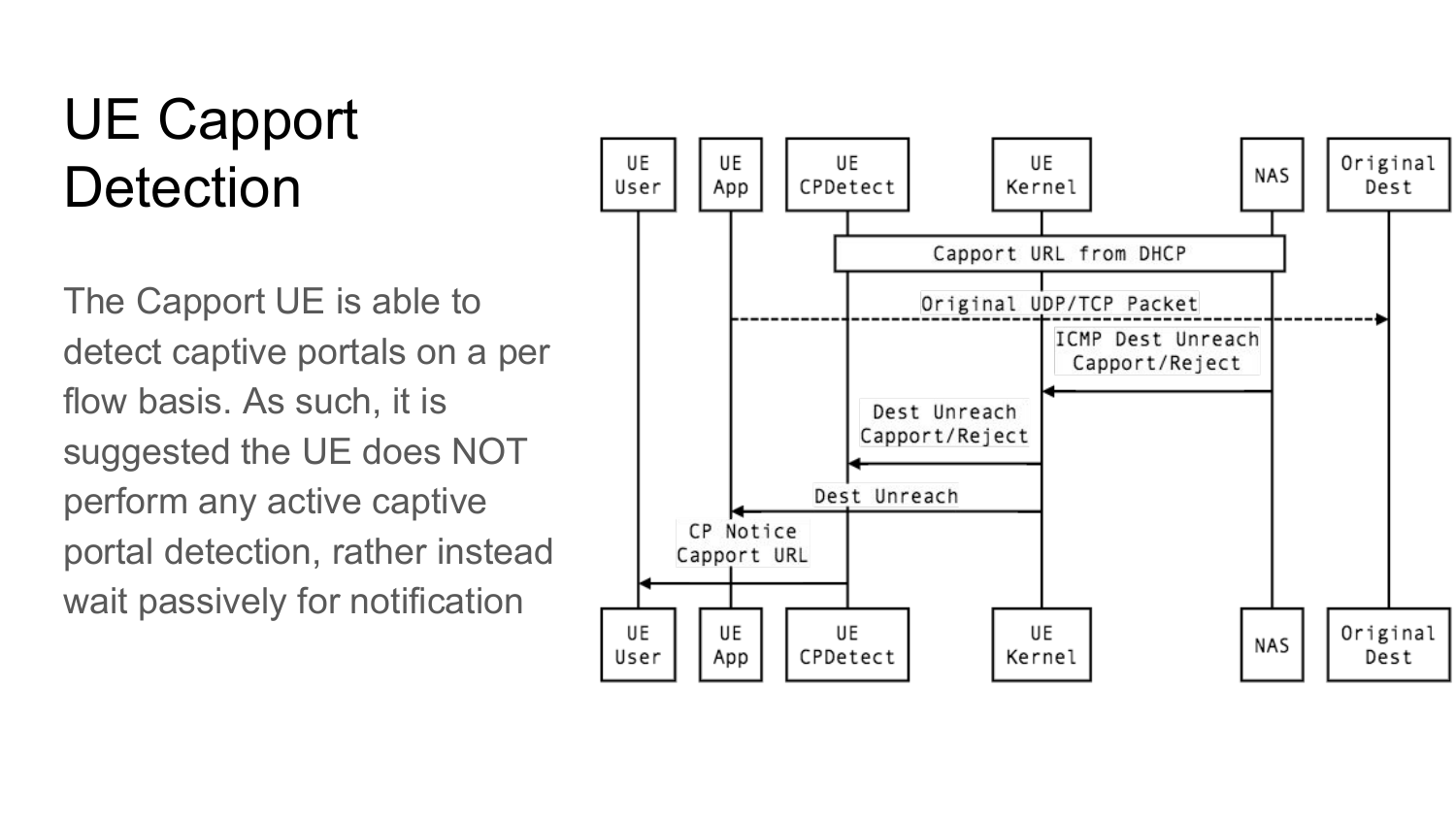# UE Capport Detection

The Capport UE is able to detect captive portals on a per flow basis. As such, it is suggested the UE does NOT perform any active captive portal detection, rather instead wait passively for notification

UE User
UE App
UE CPDetect
UE Kernel
NAS
Original Dest

Capport URL from DHCP

Original UDP/TCP Packet

ICMP Dest Unreach Capport/Reject

Dest Unreach Capport/Reject

Dest Unreach

CP Notice Capport URL

UE User
UE App
UE CPDetect
UE Kernel
NAS
Original Dest